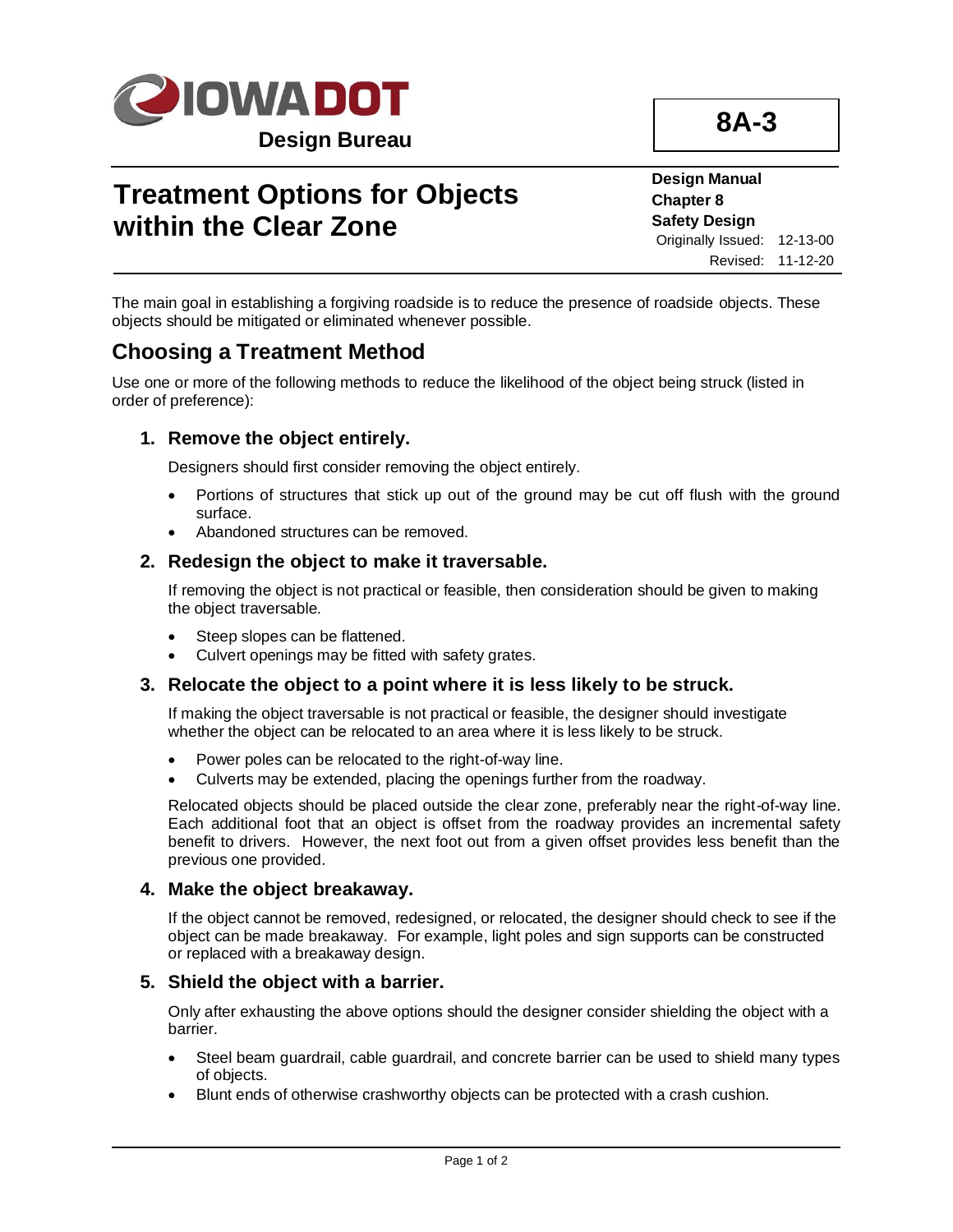Design Bureau

**8A-3**

# Treatment Options for Objects within the Clear Zone

**Design Manual**
**Chapter 8**
**Safety Design**
Originally Issued: 12-13-00
Revised: 11-12-20

The main goal in establishing a forgiving roadside is to reduce the presence of roadside objects. These objects should be mitigated or eliminated whenever possible.

## Choosing a Treatment Method

Use one or more of the following methods to reduce the likelihood of the object being struck (listed in order of preference):

### 1. Remove the object entirely.

Designers should first consider removing the object entirely.

- Portions of structures that stick up out of the ground may be cut off flush with the ground surface.
- Abandoned structures can be removed.

### 2. Redesign the object to make it traversable.

If removing the object is not practical or feasible, then consideration should be given to making the object traversable.

- Steep slopes can be flattened.
- Culvert openings may be fitted with safety grates.

### 3. Relocate the object to a point where it is less likely to be struck.

If making the object traversable is not practical or feasible, the designer should investigate whether the object can be relocated to an area where it is less likely to be struck.

- Power poles can be relocated to the right-of-way line.
- Culverts may be extended, placing the openings further from the roadway.

Relocated objects should be placed outside the clear zone, preferably near the right-of-way line. Each additional foot that an object is offset from the roadway provides an incremental safety benefit to drivers. However, the next foot out from a given offset provides less benefit than the previous one provided.

### 4. Make the object breakaway.

If the object cannot be removed, redesigned, or relocated, the designer should check to see if the object can be made breakaway. For example, light poles and sign supports can be constructed or replaced with a breakaway design.

### 5. Shield the object with a barrier.

Only after exhausting the above options should the designer consider shielding the object with a barrier.

- Steel beam guardrail, cable guardrail, and concrete barrier can be used to shield many types of objects.
- Blunt ends of otherwise crashworthy objects can be protected with a crash cushion.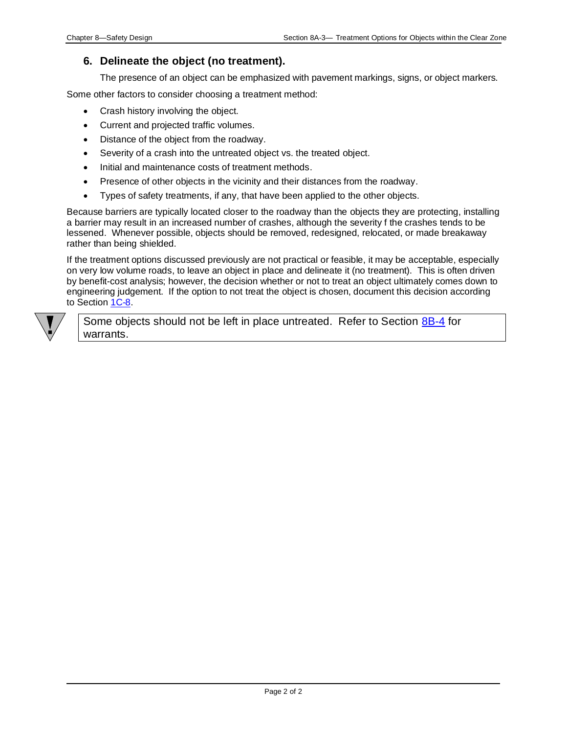### 6. Delineate the object (no treatment).

The presence of an object can be emphasized with pavement markings, signs, or object markers.

Some other factors to consider choosing a treatment method:

- Crash history involving the object.
- Current and projected traffic volumes.
- Distance of the object from the roadway.
- Severity of a crash into the untreated object vs. the treated object.
- Initial and maintenance costs of treatment methods.
- Presence of other objects in the vicinity and their distances from the roadway.
- Types of safety treatments, if any, that have been applied to the other objects.

Because barriers are typically located closer to the roadway than the objects they are protecting, installing a barrier may result in an increased number of crashes, although the severity f the crashes tends to be lessened. Whenever possible, objects should be removed, redesigned, relocated, or made breakaway rather than being shielded.

If the treatment options discussed previously are not practical or feasible, it may be acceptable, especially on very low volume roads, to leave an object in place and delineate it (no treatment). This is often driven by benefit-cost analysis; however, the decision whether or not to treat an object ultimately comes down to engineering judgement. If the option to not treat the object is chosen, document this decision according to Section 1C-8.

> Some objects should not be left in place untreated. Refer to Section 8B-4 for warrants.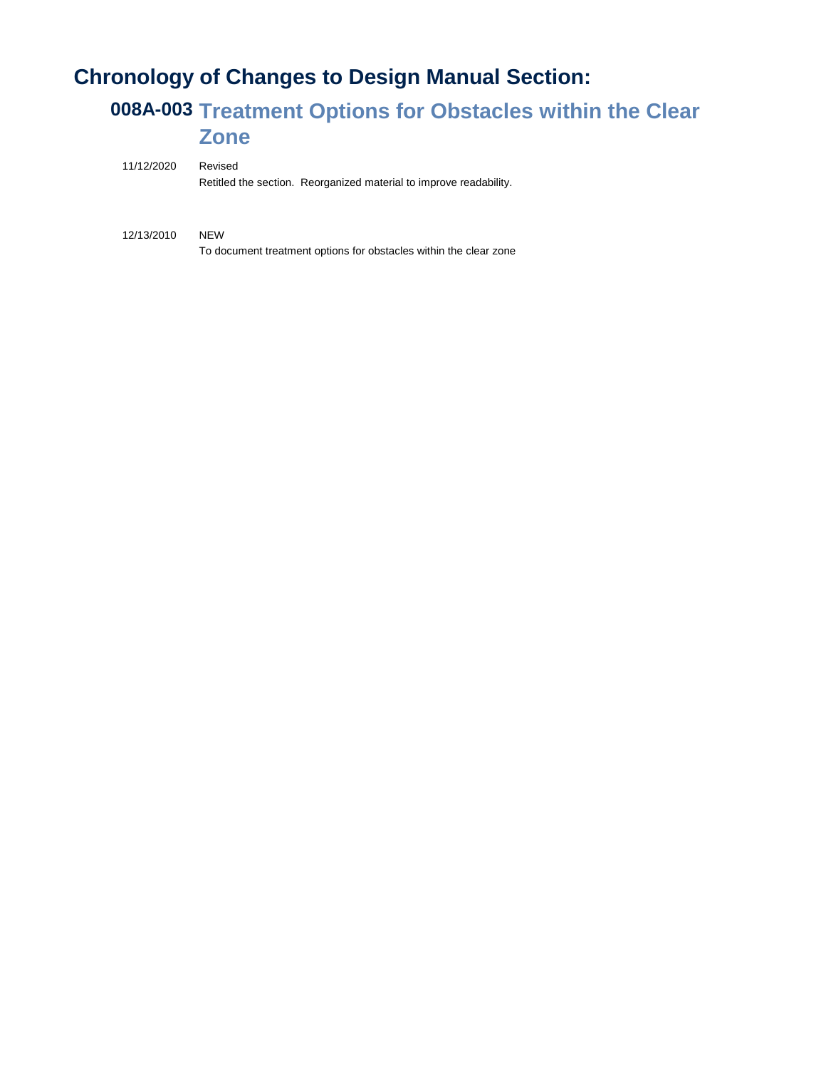# Chronology of Changes to Design Manual Section:

## 008A-003 Treatment Options for Obstacles within the Clear Zone

11/12/2020 Revised

Retitled the section. Reorganized material to improve readability.

12/13/2010 NEW

To document treatment options for obstacles within the clear zone